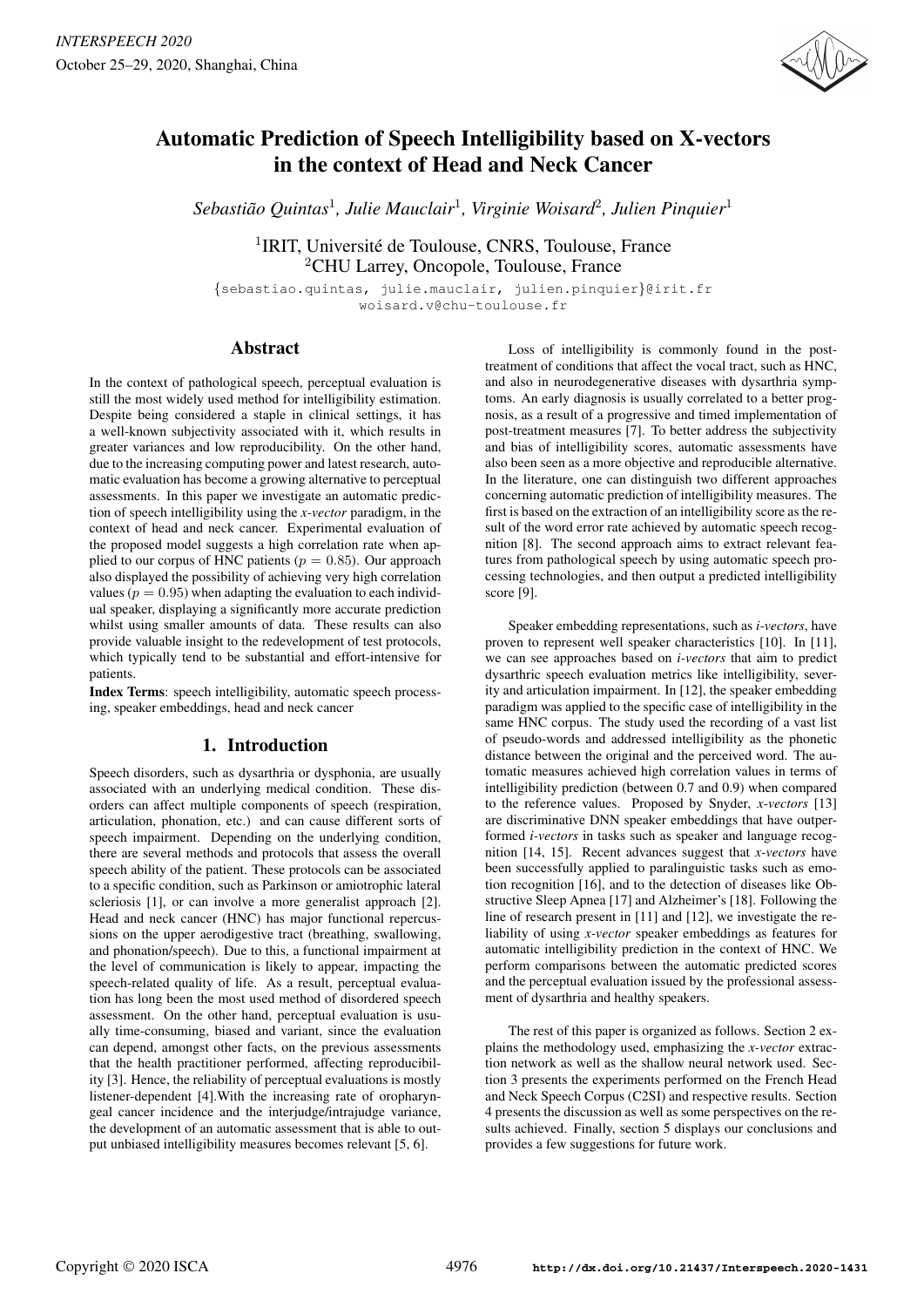# Automatic Prediction of Speech Intelligibility based on X-vectors in the context of Head and Neck Cancer

*Sebastião Quintas[1], Julie Mauclair[1], Virginie Woisard[2], Julien Pinquier[1]*

[1]IRIT, Université de Toulouse, CNRS, Toulouse, France
[2]CHU Larrey, Oncopole, Toulouse, France

{sebastiao.quintas, julie.mauclair, julien.pinquier}@irit.fr
woisard.v@chu-toulouse.fr

## Abstract

In the context of pathological speech, perceptual evaluation is still the most widely used method for intelligibility estimation. Despite being considered a staple in clinical settings, it has a well-known subjectivity associated with it, which results in greater variances and low reproducibility. On the other hand, due to the increasing computing power and latest research, automatic evaluation has become a growing alternative to perceptual assessments. In this paper we investigate an automatic prediction of speech intelligibility using the *x-vector* paradigm, in the context of head and neck cancer. Experimental evaluation of the proposed model suggests a high correlation rate when applied to our corpus of HNC patients ($\rho = 0.85$). Our approach also displayed the possibility of achieving very high correlation values ($\rho = 0.95$) when adapting the evaluation to each individual speaker, displaying a significantly more accurate prediction whilst using smaller amounts of data. These results can also provide valuable insight to the redevelopment of test protocols, which typically tend to be substantial and effort-intensive for patients.

**Index Terms**: speech intelligibility, automatic speech processing, speaker embeddings, head and neck cancer

## 1. Introduction

Speech disorders, such as dysarthria or dysphonia, are usually associated with an underlying medical condition. These disorders can affect multiple components of speech (respiration, articulation, phonation, etc.) and can cause different sorts of speech impairment. Depending on the underlying condition, there are several methods and protocols that assess the overall speech ability of the patient. These protocols can be associated to a specific condition, such as Parkinson or amiotrophic lateral scleriosis [1], or can involve a more generalist approach [2]. Head and neck cancer (HNC) has major functional repercussions on the upper aerodigestive tract (breathing, swallowing, and phonation/speech). Due to this, a functional impairment at the level of communication is likely to appear, impacting the speech-related quality of life. As a result, perceptual evaluation has long been the most used method of disordered speech assessment. On the other hand, perceptual evaluation is usually time-consuming, biased and variant, since the evaluation can depend, amongst other facts, on the previous assessments that the health practitioner performed, affecting reproducibility [3]. Hence, the reliability of perceptual evaluations is mostly listener-dependent [4].With the increasing rate of oropharyngeal cancer incidence and the interjudge/intrajudge variance, the development of an automatic assessment that is able to output unbiased intelligibility measures becomes relevant [5, 6].

Loss of intelligibility is commonly found in the post-treatment of conditions that affect the vocal tract, such as HNC, and also in neurodegenerative diseases with dysarthria symptoms. An early diagnosis is usually correlated to a better prognosis, as a result of a progressive and timed implementation of post-treatment measures [7]. To better address the subjectivity and bias of intelligibility scores, automatic assessments have also been seen as a more objective and reproducible alternative. In the literature, one can distinguish two different approaches concerning automatic prediction of intelligibility measures. The first is based on the extraction of an intelligibility score as the result of the word error rate achieved by automatic speech recognition [8]. The second approach aims to extract relevant features from pathological speech by using automatic speech processing technologies, and then output a predicted intelligibility score [9].

Speaker embedding representations, such as *i-vectors*, have proven to represent well speaker characteristics [10]. In [11], we can see approaches based on *i-vectors* that aim to predict dysarthric speech evaluation metrics like intelligibility, severity and articulation impairment. In [12], the speaker embedding paradigm was applied to the specific case of intelligibility in the same HNC corpus. The study used the recording of a vast list of pseudo-words and addressed intelligibility as the phonetic distance between the original and the perceived word. The automatic measures achieved high correlation values in terms of intelligibility prediction (between 0.7 and 0.9) when compared to the reference values. Proposed by Snyder, *x-vectors* [13] are discriminative DNN speaker embeddings that have outperformed *i-vectors* in tasks such as speaker and language recognition [14, 15]. Recent advances suggest that *x-vectors* have been successfully applied to paralinguistic tasks such as emotion recognition [16], and to the detection of diseases like Obstructive Sleep Apnea [17] and Alzheimer's [18]. Following the line of research present in [11] and [12], we investigate the reliability of using *x-vector* speaker embeddings as features for automatic intelligibility prediction in the context of HNC. We perform comparisons between the automatic predicted scores and the perceptual evaluation issued by the professional assessment of dysarthria and healthy speakers.

The rest of this paper is organized as follows. Section 2 explains the methodology used, emphasizing the *x-vector* extraction network as well as the shallow neural network used. Section 3 presents the experiments performed on the French Head and Neck Speech Corpus (C2SI) and respective results. Section 4 presents the discussion as well as some perspectives on the results achieved. Finally, section 5 displays our conclusions and provides a few suggestions for future work.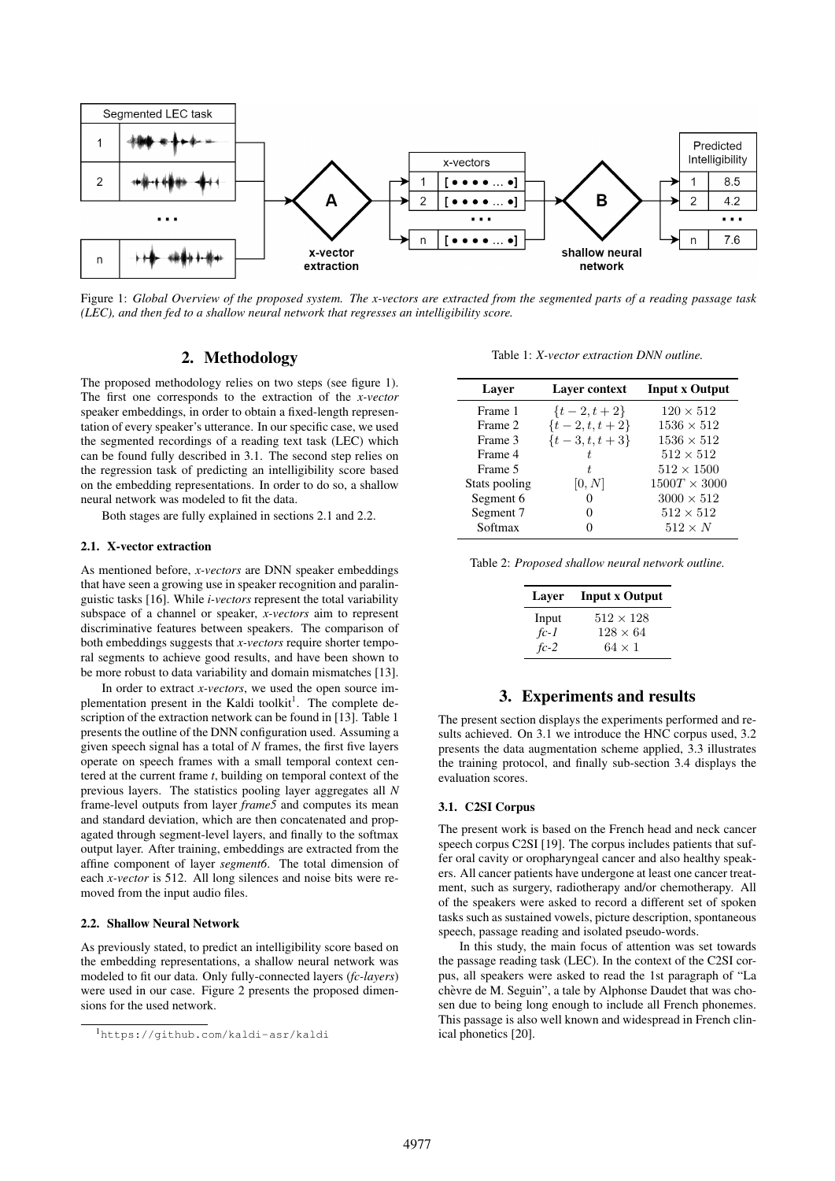Segmented LEC task

1

2

...

n

A

x-vector extraction

x-vectors

1 [ • • • • ... •]

2 [ • • • • ... •]

...

n [ • • • • ... •]

B

shallow neural network

Predicted Intelligibility

1 8.5

2 4.2

...

n 7.6

Figure 1: *Global Overview of the proposed system. The x-vectors are extracted from the segmented parts of a reading passage task (LEC), and then fed to a shallow neural network that regresses an intelligibility score.*

## 2. Methodology

The proposed methodology relies on two steps (see figure 1). The first one corresponds to the extraction of the *x-vector* speaker embeddings, in order to obtain a fixed-length representation of every speaker's utterance. In our specific case, we used the segmented recordings of a reading text task (LEC) which can be found fully described in 3.1. The second step relies on the regression task of predicting an intelligibility score based on the embedding representations. In order to do so, a shallow neural network was modeled to fit the data.

Both stages are fully explained in sections 2.1 and 2.2.

### 2.1. X-vector extraction

As mentioned before, *x-vectors* are DNN speaker embeddings that have seen a growing use in speaker recognition and paralinguistic tasks [16]. While *i-vectors* represent the total variability subspace of a channel or speaker, *x-vectors* aim to represent discriminative features between speakers. The comparison of both embeddings suggests that *x-vectors* require shorter temporal segments to achieve good results, and have been shown to be more robust to data variability and domain mismatches [13].

In order to extract *x-vectors*, we used the open source implementation present in the Kaldi toolkit[1]. The complete description of the extraction network can be found in [13]. Table 1 presents the outline of the DNN configuration used. Assuming a given speech signal has a total of *N* frames, the first five layers operate on speech frames with a small temporal context centered at the current frame *t*, building on temporal context of the previous layers. The statistics pooling layer aggregates all *N* frame-level outputs from layer *frame5* and computes its mean and standard deviation, which are then concatenated and propagated through segment-level layers, and finally to the softmax output layer. After training, embeddings are extracted from the affine component of layer *segment6*. The total dimension of each *x-vector* is 512. All long silences and noise bits were removed from the input audio files.

### 2.2. Shallow Neural Network

As previously stated, to predict an intelligibility score based on the embedding representations, a shallow neural network was modeled to fit our data. Only fully-connected layers (*fc-layers*) were used in our case. Figure 2 presents the proposed dimensions for the used network.

Table 1: *X-vector extraction DNN outline.*

| Layer | Layer context | Input x Output |
|---|---|---|
| Frame 1 | $\{t-2, t+2\}$ | $120 \times 512$ |
| Frame 2 | $\{t-2, t, t+2\}$ | $1536 \times 512$ |
| Frame 3 | $\{t-3, t, t+3\}$ | $1536 \times 512$ |
| Frame 4 | $t$ | $512 \times 512$ |
| Frame 5 | $t$ | $512 \times 1500$ |
| Stats pooling | $[0, N]$ | $1500T \times 3000$ |
| Segment 6 | $0$ | $3000 \times 512$ |
| Segment 7 | $0$ | $512 \times 512$ |
| Softmax | $0$ | $512 \times N$ |

Table 2: *Proposed shallow neural network outline.*

| Layer | Input x Output |
|---|---|
| Input | $512 \times 128$ |
| *fc-1* | $128 \times 64$ |
| *fc-2* | $64 \times 1$ |

## 3. Experiments and results

The present section displays the experiments performed and results achieved. On 3.1 we introduce the HNC corpus used, 3.2 presents the data augmentation scheme applied, 3.3 illustrates the training protocol, and finally sub-section 3.4 displays the evaluation scores.

### 3.1. C2SI Corpus

The present work is based on the French head and neck cancer speech corpus C2SI [19]. The corpus includes patients that suffer oral cavity or oropharyngeal cancer and also healthy speakers. All cancer patients have undergone at least one cancer treatment, such as surgery, radiotherapy and/or chemotherapy. All of the speakers were asked to record a different set of spoken tasks such as sustained vowels, picture description, spontaneous speech, passage reading and isolated pseudo-words.

In this study, the main focus of attention was set towards the passage reading task (LEC). In the context of the C2SI corpus, all speakers were asked to read the 1st paragraph of "La chèvre de M. Seguin", a tale by Alphonse Daudet that was chosen due to being long enough to include all French phonemes. This passage is also well known and widespread in French clinical phonetics [20].

[1] https://github.com/kaldi-asr/kaldi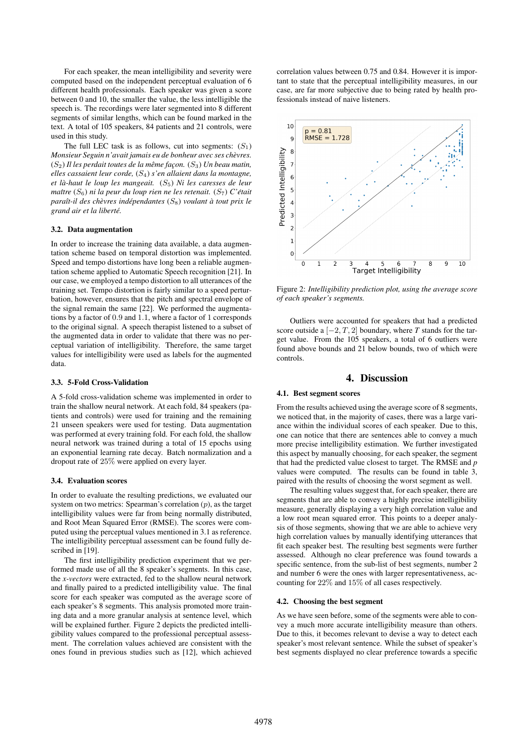For each speaker, the mean intelligibility and severity were computed based on the independent perceptual evaluation of 6 different health professionals. Each speaker was given a score between 0 and 10, the smaller the value, the less intelligible the speech is. The recordings were later segmented into 8 different segments of similar lengths, which can be found marked in the text. A total of 105 speakers, 84 patients and 21 controls, were used in this study.

The full LEC task is as follows, cut into segments: ($S_1$) *Monsieur Seguin n'avait jamais eu de bonheur avec ses chèvres.* ($S_2$) *Il les perdait toutes de la même façon.* ($S_3$) *Un beau matin, elles cassaient leur corde,* ($S_4$) *s'en allaient dans la montagne, et là-haut le loup les mangeait.* ($S_5$) *Ni les caresses de leur maître* ($S_6$) *ni la peur du loup rien ne les retenait.* ($S_7$) *C'était paraît-il des chèvres indépendantes* ($S_8$) *voulant à tout prix le grand air et la liberté.*

### 3.2. Data augmentation

In order to increase the training data available, a data augmentation scheme based on temporal distortion was implemented. Speed and tempo distortions have long been a reliable augmentation scheme applied to Automatic Speech recognition [21]. In our case, we employed a tempo distortion to all utterances of the training set. Tempo distortion is fairly similar to a speed perturbation, however, ensures that the pitch and spectral envelope of the signal remain the same [22]. We performed the augmentations by a factor of 0.9 and 1.1, where a factor of 1 corresponds to the original signal. A speech therapist listened to a subset of the augmented data in order to validate that there was no perceptual variation of intelligibility. Therefore, the same target values for intelligibility were used as labels for the augmented data.

### 3.3. 5-Fold Cross-Validation

A 5-fold cross-validation scheme was implemented in order to train the shallow neural network. At each fold, 84 speakers (patients and controls) were used for training and the remaining 21 unseen speakers were used for testing. Data augmentation was performed at every training fold. For each fold, the shallow neural network was trained during a total of 15 epochs using an exponential learning rate decay. Batch normalization and a dropout rate of 25% were applied on every layer.

### 3.4. Evaluation scores

In order to evaluate the resulting predictions, we evaluated our system on two metrics: Spearman's correlation ($p$), as the target intelligibility values were far from being normally distributed, and Root Mean Squared Error (RMSE). The scores were computed using the perceptual values mentioned in 3.1 as reference. The intelligibility perceptual assessment can be found fully described in [19].

The first intelligibility prediction experiment that we performed made use of all the 8 speaker's segments. In this case, the *x-vectors* were extracted, fed to the shallow neural network and finally paired to a predicted intelligibility value. The final score for each speaker was computed as the average score of each speaker's 8 segments. This analysis promoted more training data and a more granular analysis at sentence level, which will be explained further. Figure 2 depicts the predicted intelligibility values compared to the professional perceptual assessment. The correlation values achieved are consistent with the ones found in previous studies such as [12], which achieved correlation values between 0.75 and 0.84. However it is important to state that the perceptual intelligibility measures, in our case, are far more subjective due to being rated by health professionals instead of naive listeners.

p = 0.81
RMSE = 1.728
Predicted Intelligibility
Target Intelligibility
0 1 2 3 4 5 6 7 8 9 10

Figure 2: *Intelligibility prediction plot, using the average score of each speaker's segments.*

Outliers were accounted for speakers that had a predicted score outside a $[-2, T, 2]$ boundary, where $T$ stands for the target value. From the 105 speakers, a total of 6 outliers were found above bounds and 21 below bounds, two of which were controls.

## 4. Discussion

### 4.1. Best segment scores

From the results achieved using the average score of 8 segments, we noticed that, in the majority of cases, there was a large variance within the individual scores of each speaker. Due to this, one can notice that there are sentences able to convey a much more precise intelligibility estimation. We further investigated this aspect by manually choosing, for each speaker, the segment that had the predicted value closest to target. The RMSE and $p$ values were computed. The results can be found in table 3, paired with the results of choosing the worst segment as well.

The resulting values suggest that, for each speaker, there are segments that are able to convey a highly precise intelligibility measure, generally displaying a very high correlation value and a low root mean squared error. This points to a deeper analysis of those segments, showing that we are able to achieve very high correlation values by manually identifying utterances that fit each speaker best. The resulting best segments were further assessed. Although no clear preference was found towards a specific sentence, from the sub-list of best segments, number 2 and number 6 were the ones with larger representativeness, accounting for 22% and 15% of all cases respectively.

### 4.2. Choosing the best segment

As we have seen before, some of the segments were able to convey a much more accurate intelligibility measure than others. Due to this, it becomes relevant to devise a way to detect each speaker's most relevant sentence. While the subset of speaker's best segments displayed no clear preference towards a specific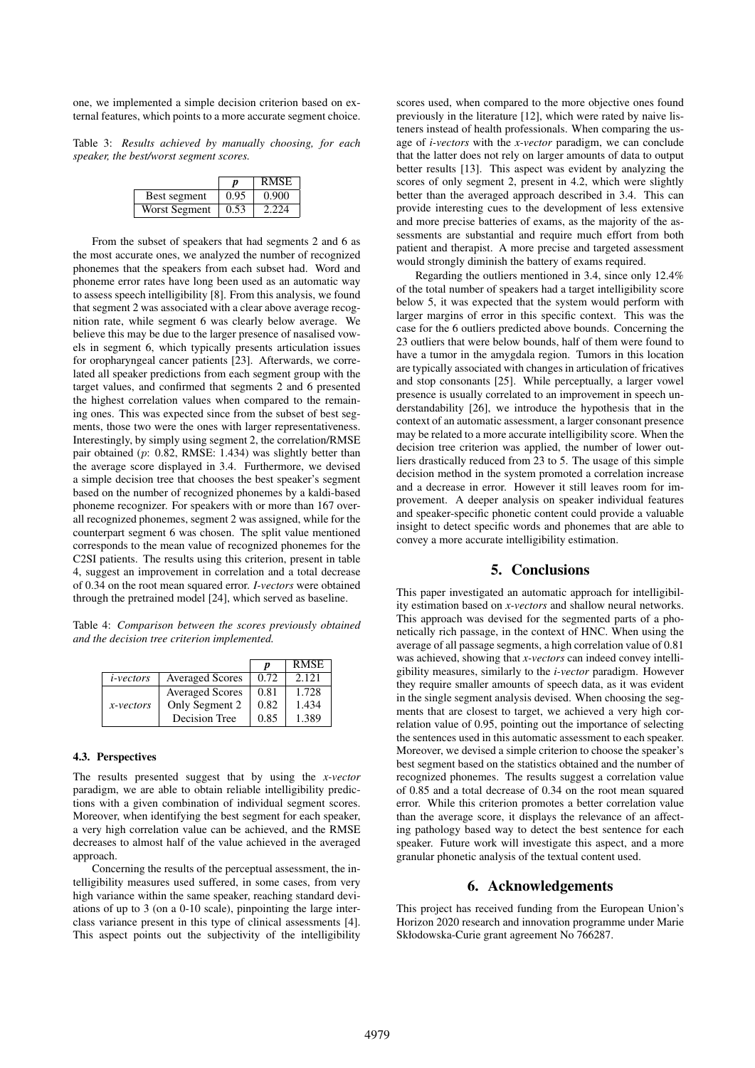one, we implemented a simple decision criterion based on external features, which points to a more accurate segment choice.

Table 3: *Results achieved by manually choosing, for each speaker, the best/worst segment scores.*

| | *p* | RMSE |
|---|---|---|
| Best segment | 0.95 | 0.900 |
| Worst Segment | 0.53 | 2.224 |

From the subset of speakers that had segments 2 and 6 as the most accurate ones, we analyzed the number of recognized phonemes that the speakers from each subset had. Word and phoneme error rates have long been used as an automatic way to assess speech intelligibility [8]. From this analysis, we found that segment 2 was associated with a clear above average recognition rate, while segment 6 was clearly below average. We believe this may be due to the larger presence of nasalised vowels in segment 6, which typically presents articulation issues for oropharyngeal cancer patients [23]. Afterwards, we correlated all speaker predictions from each segment group with the target values, and confirmed that segments 2 and 6 presented the highest correlation values when compared to the remaining ones. This was expected since from the subset of best segments, those two were the ones with larger representativeness. Interestingly, by simply using segment 2, the correlation/RMSE pair obtained (*p*: 0.82, RMSE: 1.434) was slightly better than the average score displayed in 3.4. Furthermore, we devised a simple decision tree that chooses the best speaker's segment based on the number of recognized phonemes by a kaldi-based phoneme recognizer. For speakers with or more than 167 overall recognized phonemes, segment 2 was assigned, while for the counterpart segment 6 was chosen. The split value mentioned corresponds to the mean value of recognized phonemes for the C2SI patients. The results using this criterion, present in table 4, suggest an improvement in correlation and a total decrease of 0.34 on the root mean squared error. *I-vectors* were obtained through the pretrained model [24], which served as baseline.

Table 4: *Comparison between the scores previously obtained and the decision tree criterion implemented.*

| | | *p* | RMSE |
|---|---|---|---|
| *i-vectors* | Averaged Scores | 0.72 | 2.121 |
| *x-vectors* | Averaged Scores | 0.81 | 1.728 |
| | Only Segment 2 | 0.82 | 1.434 |
| | Decision Tree | 0.85 | 1.389 |

### 4.3. Perspectives

The results presented suggest that by using the *x-vector* paradigm, we are able to obtain reliable intelligibility predictions with a given combination of individual segment scores. Moreover, when identifying the best segment for each speaker, a very high correlation value can be achieved, and the RMSE decreases to almost half of the value achieved in the averaged approach.

Concerning the results of the perceptual assessment, the intelligibility measures used suffered, in some cases, from very high variance within the same speaker, reaching standard deviations of up to 3 (on a 0-10 scale), pinpointing the large interclass variance present in this type of clinical assessments [4]. This aspect points out the subjectivity of the intelligibility scores used, when compared to the more objective ones found previously in the literature [12], which were rated by naive listeners instead of health professionals. When comparing the usage of *i-vectors* with the *x-vector* paradigm, we can conclude that the latter does not rely on larger amounts of data to output better results [13]. This aspect was evident by analyzing the scores of only segment 2, present in 4.2, which were slightly better than the averaged approach described in 3.4. This can provide interesting cues to the development of less extensive and more precise batteries of exams, as the majority of the assessments are substantial and require much effort from both patient and therapist. A more precise and targeted assessment would strongly diminish the battery of exams required.

Regarding the outliers mentioned in 3.4, since only 12.4% of the total number of speakers had a target intelligibility score below 5, it was expected that the system would perform with larger margins of error in this specific context. This was the case for the 6 outliers predicted above bounds. Concerning the 23 outliers that were below bounds, half of them were found to have a tumor in the amygdala region. Tumors in this location are typically associated with changes in articulation of fricatives and stop consonants [25]. While perceptually, a larger vowel presence is usually correlated to an improvement in speech understandability [26], we introduce the hypothesis that in the context of an automatic assessment, a larger consonant presence may be related to a more accurate intelligibility score. When the decision tree criterion was applied, the number of lower outliers drastically reduced from 23 to 5. The usage of this simple decision method in the system promoted a correlation increase and a decrease in error. However it still leaves room for improvement. A deeper analysis on speaker individual features and speaker-specific phonetic content could provide a valuable insight to detect specific words and phonemes that are able to convey a more accurate intelligibility estimation.

## 5. Conclusions

This paper investigated an automatic approach for intelligibility estimation based on *x-vectors* and shallow neural networks. This approach was devised for the segmented parts of a phonetically rich passage, in the context of HNC. When using the average of all passage segments, a high correlation value of 0.81 was achieved, showing that *x-vectors* can indeed convey intelligibility measures, similarly to the *i-vector* paradigm. However they require smaller amounts of speech data, as it was evident in the single segment analysis devised. When choosing the segments that are closest to target, we achieved a very high correlation value of 0.95, pointing out the importance of selecting the sentences used in this automatic assessment to each speaker. Moreover, we devised a simple criterion to choose the speaker's best segment based on the statistics obtained and the number of recognized phonemes. The results suggest a correlation value of 0.85 and a total decrease of 0.34 on the root mean squared error. While this criterion promotes a better correlation value than the average score, it displays the relevance of an affecting pathology based way to detect the best sentence for each speaker. Future work will investigate this aspect, and a more granular phonetic analysis of the textual content used.

## 6. Acknowledgements

This project has received funding from the European Union's Horizon 2020 research and innovation programme under Marie Skłodowska-Curie grant agreement No 766287.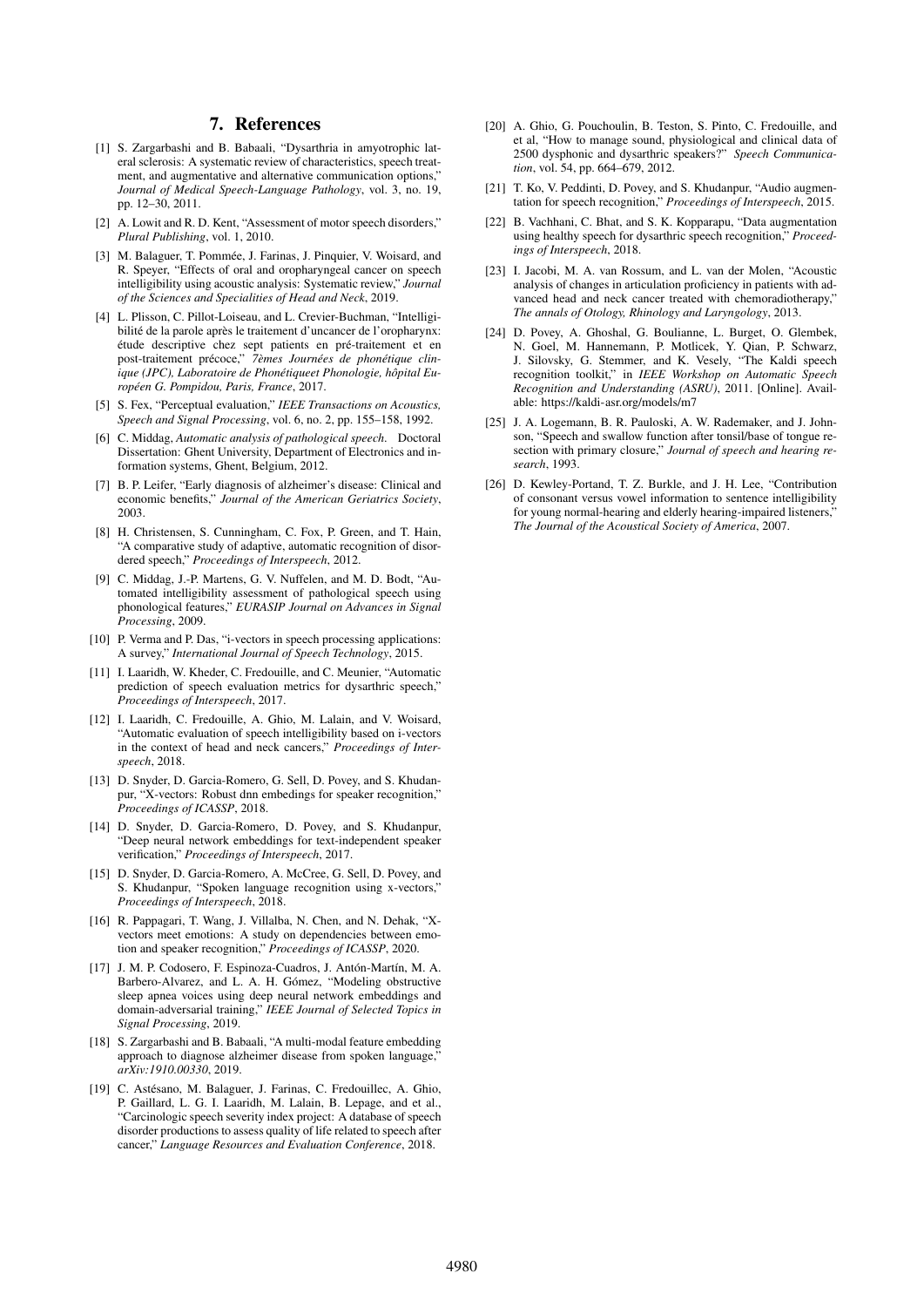## 7. References

[1] S. Zargarbashi and B. Babaali, "Dysarthria in amyotrophic lateral sclerosis: A systematic review of characteristics, speech treatment, and augmentative and alternative communication options," *Journal of Medical Speech-Language Pathology*, vol. 3, no. 19, pp. 12–30, 2011.

[2] A. Lowit and R. D. Kent, "Assessment of motor speech disorders," *Plural Publishing*, vol. 1, 2010.

[3] M. Balaguer, T. Pommée, J. Farinas, J. Pinquier, V. Woisard, and R. Speyer, "Effects of oral and oropharyngeal cancer on speech intelligibility using acoustic analysis: Systematic review," *Journal of the Sciences and Specialities of Head and Neck*, 2019.

[4] L. Plisson, C. Pillot-Loiseau, and L. Crevier-Buchman, "Intelligibilité de la parole après le traitement d'uncancer de l'oropharynx: étude descriptive chez sept patients en pré-traitement et en post-traitement précoce," *7èmes Journées de phonétique clinique (JPC), Laboratoire de Phonétiqueet Phonologie, hôpital Européen G. Pompidou, Paris, France*, 2017.

[5] S. Fex, "Perceptual evaluation," *IEEE Transactions on Acoustics, Speech and Signal Processing*, vol. 6, no. 2, pp. 155–158, 1992.

[6] C. Middag, *Automatic analysis of pathological speech*. Doctoral Dissertation: Ghent University, Department of Electronics and information systems, Ghent, Belgium, 2012.

[7] B. P. Leifer, "Early diagnosis of alzheimer's disease: Clinical and economic benefits," *Journal of the American Geriatrics Society*, 2003.

[8] H. Christensen, S. Cunningham, C. Fox, P. Green, and T. Hain, "A comparative study of adaptive, automatic recognition of disordered speech," *Proceedings of Interspeech*, 2012.

[9] C. Middag, J.-P. Martens, G. V. Nuffelen, and M. D. Bodt, "Automated intelligibility assessment of pathological speech using phonological features," *EURASIP Journal on Advances in Signal Processing*, 2009.

[10] P. Verma and P. Das, "i-vectors in speech processing applications: A survey," *International Journal of Speech Technology*, 2015.

[11] I. Laaridh, W. Kheder, C. Fredouille, and C. Meunier, "Automatic prediction of speech evaluation metrics for dysarthric speech," *Proceedings of Interspeech*, 2017.

[12] I. Laaridh, C. Fredouille, A. Ghio, M. Lalain, and V. Woisard, "Automatic evaluation of speech intelligibility based on i-vectors in the context of head and neck cancers," *Proceedings of Interspeech*, 2018.

[13] D. Snyder, D. Garcia-Romero, G. Sell, D. Povey, and S. Khudanpur, "X-vectors: Robust dnn embedings for speaker recognition," *Proceedings of ICASSP*, 2018.

[14] D. Snyder, D. Garcia-Romero, D. Povey, and S. Khudanpur, "Deep neural network embeddings for text-independent speaker verification," *Proceedings of Interspeech*, 2017.

[15] D. Snyder, D. Garcia-Romero, A. McCree, G. Sell, D. Povey, and S. Khudanpur, "Spoken language recognition using x-vectors," *Proceedings of Interspeech*, 2018.

[16] R. Pappagari, T. Wang, J. Villalba, N. Chen, and N. Dehak, "X-vectors meet emotions: A study on dependencies between emotion and speaker recognition," *Proceedings of ICASSP*, 2020.

[17] J. M. P. Codosero, F. Espinoza-Cuadros, J. Antón-Martín, M. A. Barbero-Alvarez, and L. A. H. Gómez, "Modeling obstructive sleep apnea voices using deep neural network embeddings and domain-adversarial training," *IEEE Journal of Selected Topics in Signal Processing*, 2019.

[18] S. Zargarbashi and B. Babaali, "A multi-modal feature embedding approach to diagnose alzheimer disease from spoken language," *arXiv:1910.00330*, 2019.

[19] C. Astésano, M. Balaguer, J. Farinas, C. Fredouillec, A. Ghio, P. Gaillard, L. G. I. Laaridh, M. Lalain, B. Lepage, and et al., "Carcinologic speech severity index project: A database of speech disorder productions to assess quality of life related to speech after cancer," *Language Resources and Evaluation Conference*, 2018.

[20] A. Ghio, G. Pouchoulin, B. Teston, S. Pinto, C. Fredouille, and et al, "How to manage sound, physiological and clinical data of 2500 dysphonic and dysarthric speakers?" *Speech Communication*, vol. 54, pp. 664–679, 2012.

[21] T. Ko, V. Peddinti, D. Povey, and S. Khudanpur, "Audio augmentation for speech recognition," *Proceedings of Interspeech*, 2015.

[22] B. Vachhani, C. Bhat, and S. K. Kopparapu, "Data augmentation using healthy speech for dysarthric speech recognition," *Proceedings of Interspeech*, 2018.

[23] I. Jacobi, M. A. van Rossum, and L. van der Molen, "Acoustic analysis of changes in articulation proficiency in patients with advanced head and neck cancer treated with chemoradiotherapy," *The annals of Otology, Rhinology and Laryngology*, 2013.

[24] D. Povey, A. Ghoshal, G. Boulianne, L. Burget, O. Glembek, N. Goel, M. Hannemann, P. Motlicek, Y. Qian, P. Schwarz, J. Silovsky, G. Stemmer, and K. Vesely, "The Kaldi speech recognition toolkit," in *IEEE Workshop on Automatic Speech Recognition and Understanding (ASRU)*, 2011. [Online]. Available: https://kaldi-asr.org/models/m7

[25] J. A. Logemann, B. R. Pauloski, A. W. Rademaker, and J. Johnson, "Speech and swallow function after tonsil/base of tongue resection with primary closure," *Journal of speech and hearing research*, 1993.

[26] D. Kewley-Portand, T. Z. Burkle, and J. H. Lee, "Contribution of consonant versus vowel information to sentence intelligibility for young normal-hearing and elderly hearing-impaired listeners," *The Journal of the Acoustical Society of America*, 2007.